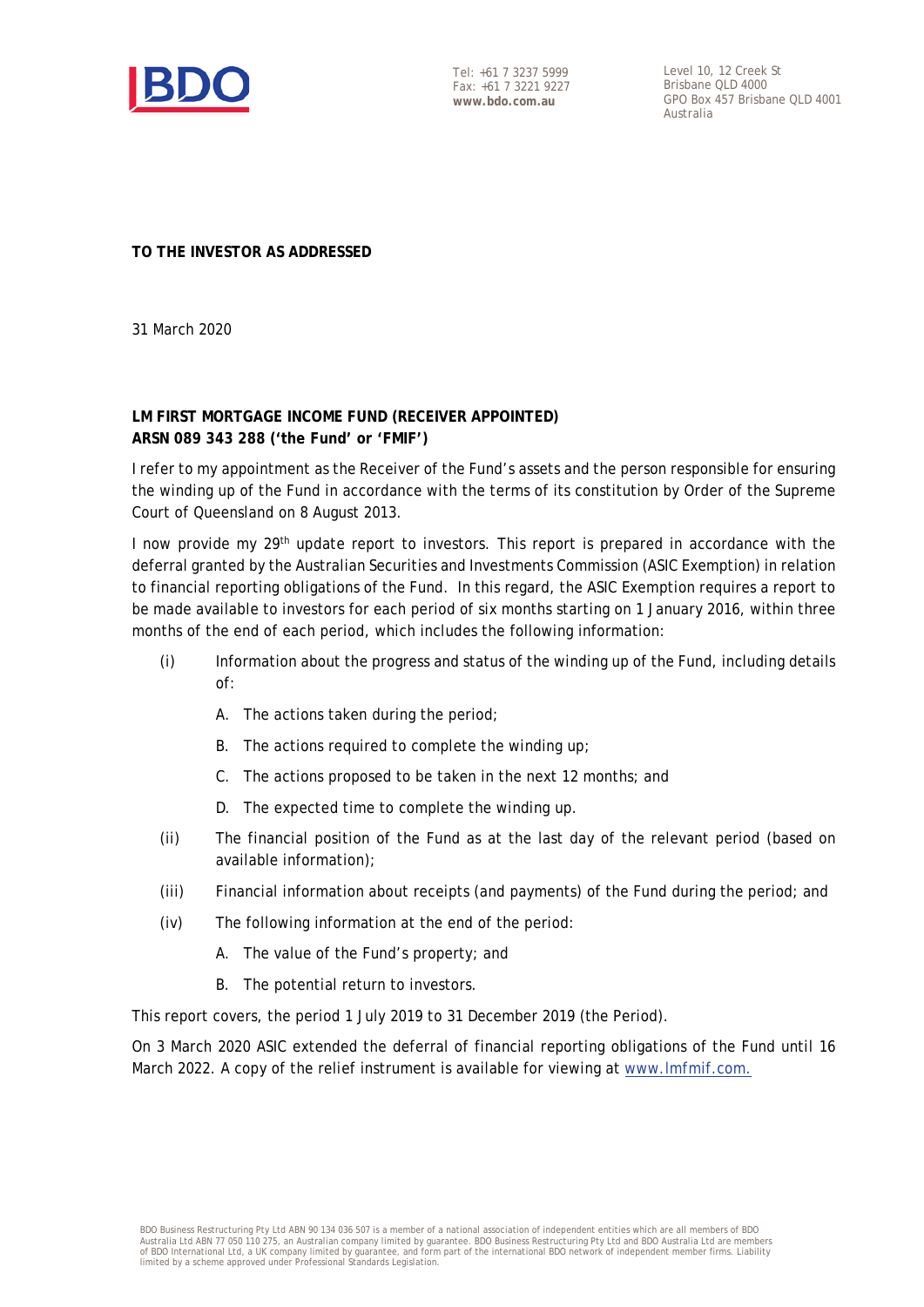Tel: +61 7 3237 5999
Fax: +61 7 3221 9227
**www.bdo.com.au**

Level 10, 12 Creek St
Brisbane QLD 4000
GPO Box 457 Brisbane QLD 4001
Australia

**TO THE INVESTOR AS ADDRESSED**

31 March 2020

**LM FIRST MORTGAGE INCOME FUND (RECEIVER APPOINTED)**
**ARSN 089 343 288 ('the Fund' or 'FMIF')**

I refer to my appointment as the Receiver of the Fund's assets and the person responsible for ensuring the winding up of the Fund in accordance with the terms of its constitution by Order of the Supreme Court of Queensland on 8 August 2013.

I now provide my 29th update report to investors. This report is prepared in accordance with the deferral granted by the Australian Securities and Investments Commission (ASIC Exemption) in relation to financial reporting obligations of the Fund. In this regard, the ASIC Exemption requires a report to be made available to investors for each period of six months starting on 1 January 2016, within three months of the end of each period, which includes the following information:

- (i) Information about the progress and status of the winding up of the Fund, including details of:
  - A. The actions taken during the period;
  - B. The actions required to complete the winding up;
  - C. The actions proposed to be taken in the next 12 months; and
  - D. The expected time to complete the winding up.
- (ii) The financial position of the Fund as at the last day of the relevant period (based on available information);
- (iii) Financial information about receipts (and payments) of the Fund during the period; and
- (iv) The following information at the end of the period:
  - A. The value of the Fund's property; and
  - B. The potential return to investors.

This report covers, the period 1 July 2019 to 31 December 2019 (the Period).

On 3 March 2020 ASIC extended the deferral of financial reporting obligations of the Fund until 16 March 2022. A copy of the relief instrument is available for viewing at www.lmfmif.com.

BDO Business Restructuring Pty Ltd ABN 90 134 036 507 is a member of a national association of independent entities which are all members of BDO Australia Ltd ABN 77 050 110 275, an Australian company limited by guarantee. BDO Business Restructuring Pty Ltd and BDO Australia Ltd are members of BDO International Ltd, a UK company limited by guarantee, and form part of the international BDO network of independent member firms. Liability limited by a scheme approved under Professional Standards Legislation.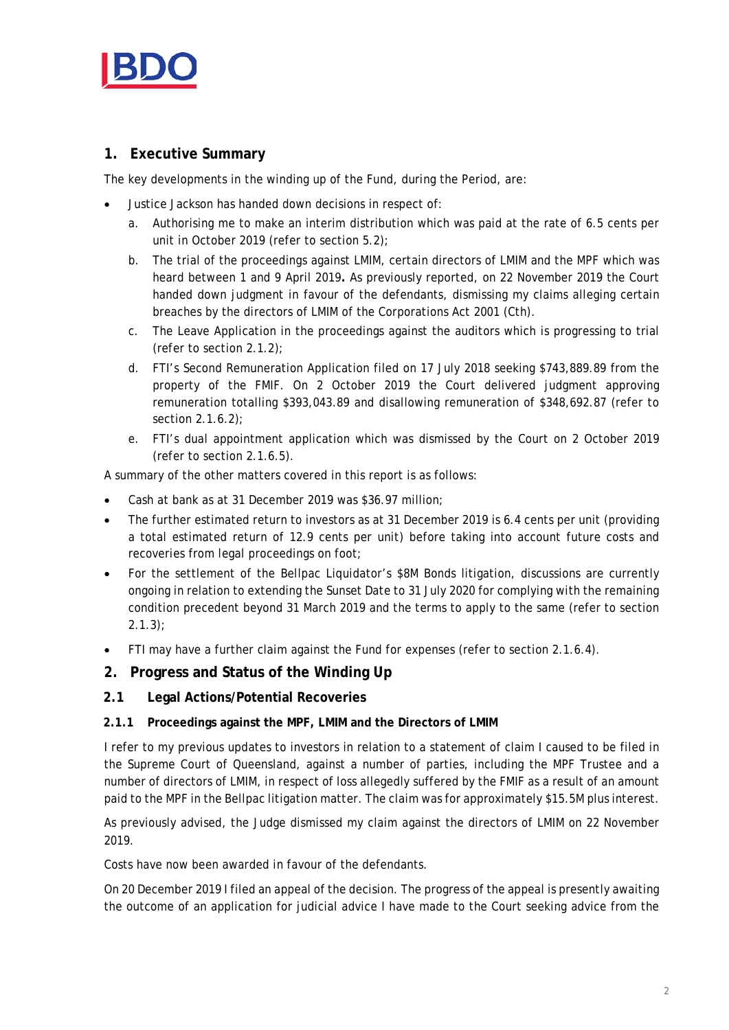## 1. Executive Summary

The key developments in the winding up of the Fund, during the Period, are:

- Justice Jackson has handed down decisions in respect of:
    a. Authorising me to make an interim distribution which was paid at the rate of 6.5 cents per unit in October 2019 (refer to section 5.2);
    b. The trial of the proceedings against LMIM, certain directors of LMIM and the MPF which was heard between 1 and 9 April 2019**.** As previously reported, on 22 November 2019 the Court handed down judgment in favour of the defendants, dismissing my claims alleging certain breaches by the directors of LMIM of the Corporations Act 2001 (Cth).
    c. The Leave Application in the proceedings against the auditors which is progressing to trial (refer to section 2.1.2);
    d. FTI's Second Remuneration Application filed on 17 July 2018 seeking $743,889.89 from the property of the FMIF. On 2 October 2019 the Court delivered judgment approving remuneration totalling $393,043.89 and disallowing remuneration of $348,692.87 (refer to section 2.1.6.2);
    e. FTI's dual appointment application which was dismissed by the Court on 2 October 2019 (refer to section 2.1.6.5).

A summary of the other matters covered in this report is as follows:

- Cash at bank as at 31 December 2019 was $36.97 million;
- The further estimated return to investors as at 31 December 2019 is 6.4 cents per unit (providing a total estimated return of 12.9 cents per unit) before taking into account future costs and recoveries from legal proceedings on foot;
- For the settlement of the Bellpac Liquidator's $8M Bonds litigation, discussions are currently ongoing in relation to extending the Sunset Date to 31 July 2020 for complying with the remaining condition precedent beyond 31 March 2019 and the terms to apply to the same (refer to section 2.1.3);
- FTI may have a further claim against the Fund for expenses (refer to section 2.1.6.4).

## 2. Progress and Status of the Winding Up

### 2.1 Legal Actions/Potential Recoveries

#### 2.1.1 Proceedings against the MPF, LMIM and the Directors of LMIM

I refer to my previous updates to investors in relation to a statement of claim I caused to be filed in the Supreme Court of Queensland, against a number of parties, including the MPF Trustee and a number of directors of LMIM, in respect of loss allegedly suffered by the FMIF as a result of an amount paid to the MPF in the Bellpac litigation matter. The claim was for approximately $15.5M plus interest.

As previously advised, the Judge dismissed my claim against the directors of LMIM on 22 November 2019.

Costs have now been awarded in favour of the defendants.

On 20 December 2019 I filed an appeal of the decision. The progress of the appeal is presently awaiting the outcome of an application for judicial advice I have made to the Court seeking advice from the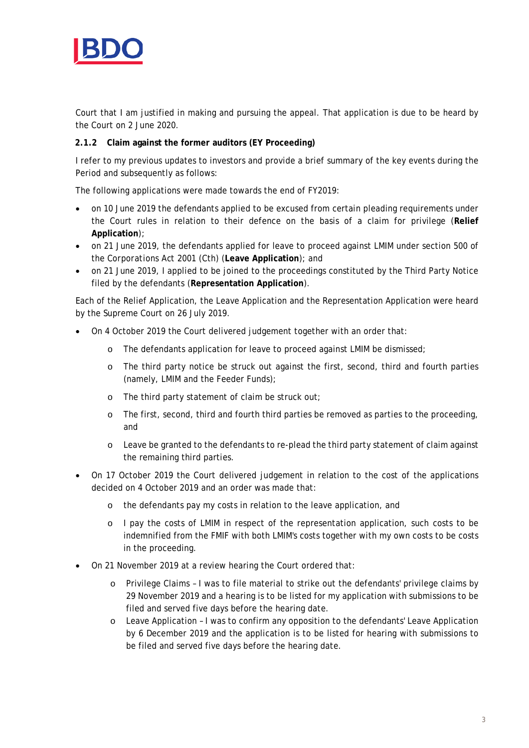Court that I am justified in making and pursuing the appeal. That application is due to be heard by the Court on 2 June 2020.

### 2.1.2 Claim against the former auditors (EY Proceeding)

I refer to my previous updates to investors and provide a brief summary of the key events during the Period and subsequently as follows:

The following applications were made towards the end of FY2019:

- on 10 June 2019 the defendants applied to be excused from certain pleading requirements under the Court rules in relation to their defence on the basis of a claim for privilege (**Relief Application**);
- on 21 June 2019, the defendants applied for leave to proceed against LMIM under section 500 of the Corporations Act 2001 (Cth) (**Leave Application**); and
- on 21 June 2019, I applied to be joined to the proceedings constituted by the Third Party Notice filed by the defendants (**Representation Application**).

Each of the Relief Application, the Leave Application and the Representation Application were heard by the Supreme Court on 26 July 2019.

- On 4 October 2019 the Court delivered judgement together with an order that:
  - The defendants application for leave to proceed against LMIM be dismissed;
  - The third party notice be struck out against the first, second, third and fourth parties (namely, LMIM and the Feeder Funds);
  - The third party statement of claim be struck out;
  - The first, second, third and fourth third parties be removed as parties to the proceeding, and
  - Leave be granted to the defendants to re-plead the third party statement of claim against the remaining third parties.
- On 17 October 2019 the Court delivered judgement in relation to the cost of the applications decided on 4 October 2019 and an order was made that:
  - the defendants pay my costs in relation to the leave application, and
  - I pay the costs of LMIM in respect of the representation application, such costs to be indemnified from the FMIF with both LMIM's costs together with my own costs to be costs in the proceeding.
- On 21 November 2019 at a review hearing the Court ordered that:
  - Privilege Claims – I was to file material to strike out the defendants' privilege claims by 29 November 2019 and a hearing is to be listed for my application with submissions to be filed and served five days before the hearing date.
  - Leave Application – I was to confirm any opposition to the defendants' Leave Application by 6 December 2019 and the application is to be listed for hearing with submissions to be filed and served five days before the hearing date.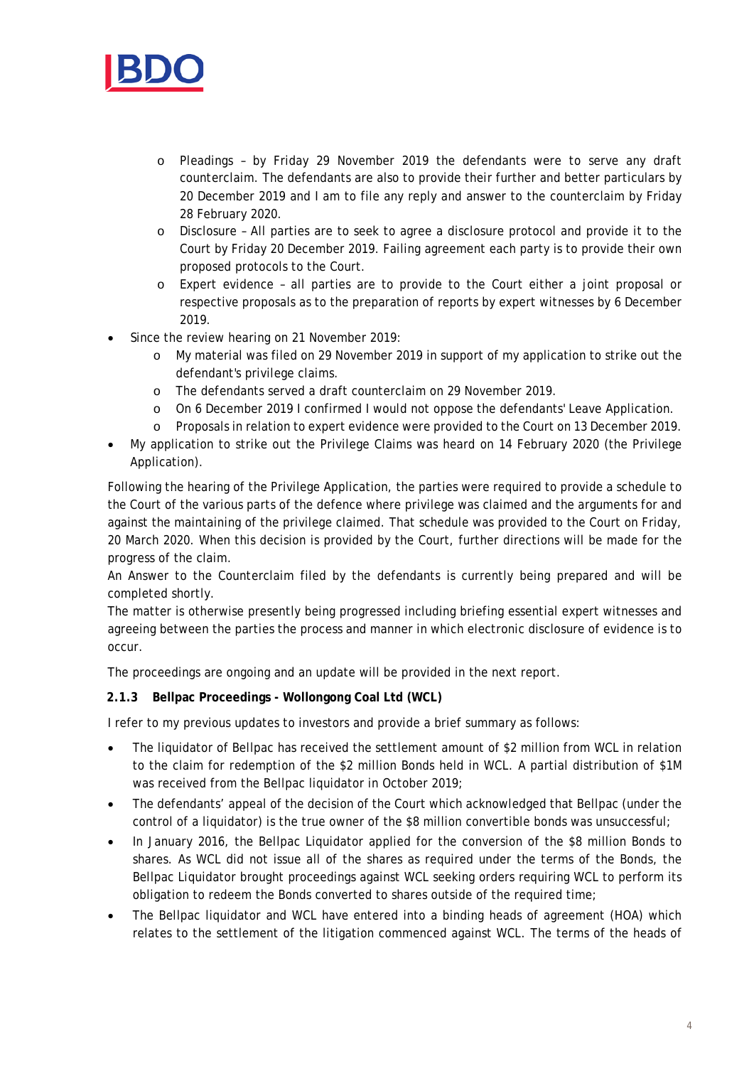- Pleadings – by Friday 29 November 2019 the defendants were to serve any draft counterclaim. The defendants are also to provide their further and better particulars by 20 December 2019 and I am to file any reply and answer to the counterclaim by Friday 28 February 2020.
  - Disclosure – All parties are to seek to agree a disclosure protocol and provide it to the Court by Friday 20 December 2019. Failing agreement each party is to provide their own proposed protocols to the Court.
  - Expert evidence – all parties are to provide to the Court either a joint proposal or respective proposals as to the preparation of reports by expert witnesses by 6 December 2019.
- Since the review hearing on 21 November 2019:
  - My material was filed on 29 November 2019 in support of my application to strike out the defendant's privilege claims.
  - The defendants served a draft counterclaim on 29 November 2019.
  - On 6 December 2019 I confirmed I would not oppose the defendants' Leave Application.
  - Proposals in relation to expert evidence were provided to the Court on 13 December 2019.
- My application to strike out the Privilege Claims was heard on 14 February 2020 (the Privilege Application).

Following the hearing of the Privilege Application, the parties were required to provide a schedule to the Court of the various parts of the defence where privilege was claimed and the arguments for and against the maintaining of the privilege claimed. That schedule was provided to the Court on Friday, 20 March 2020. When this decision is provided by the Court, further directions will be made for the progress of the claim.

An Answer to the Counterclaim filed by the defendants is currently being prepared and will be completed shortly.

The matter is otherwise presently being progressed including briefing essential expert witnesses and agreeing between the parties the process and manner in which electronic disclosure of evidence is to occur.

The proceedings are ongoing and an update will be provided in the next report.

### 2.1.3 Bellpac Proceedings - Wollongong Coal Ltd (WCL)

I refer to my previous updates to investors and provide a brief summary as follows:

- The liquidator of Bellpac has received the settlement amount of $2 million from WCL in relation to the claim for redemption of the $2 million Bonds held in WCL. A partial distribution of $1M was received from the Bellpac liquidator in October 2019;
- The defendants' appeal of the decision of the Court which acknowledged that Bellpac (under the control of a liquidator) is the true owner of the $8 million convertible bonds was unsuccessful;
- In January 2016, the Bellpac Liquidator applied for the conversion of the $8 million Bonds to shares. As WCL did not issue all of the shares as required under the terms of the Bonds, the Bellpac Liquidator brought proceedings against WCL seeking orders requiring WCL to perform its obligation to redeem the Bonds converted to shares outside of the required time;
- The Bellpac liquidator and WCL have entered into a binding heads of agreement (HOA) which relates to the settlement of the litigation commenced against WCL. The terms of the heads of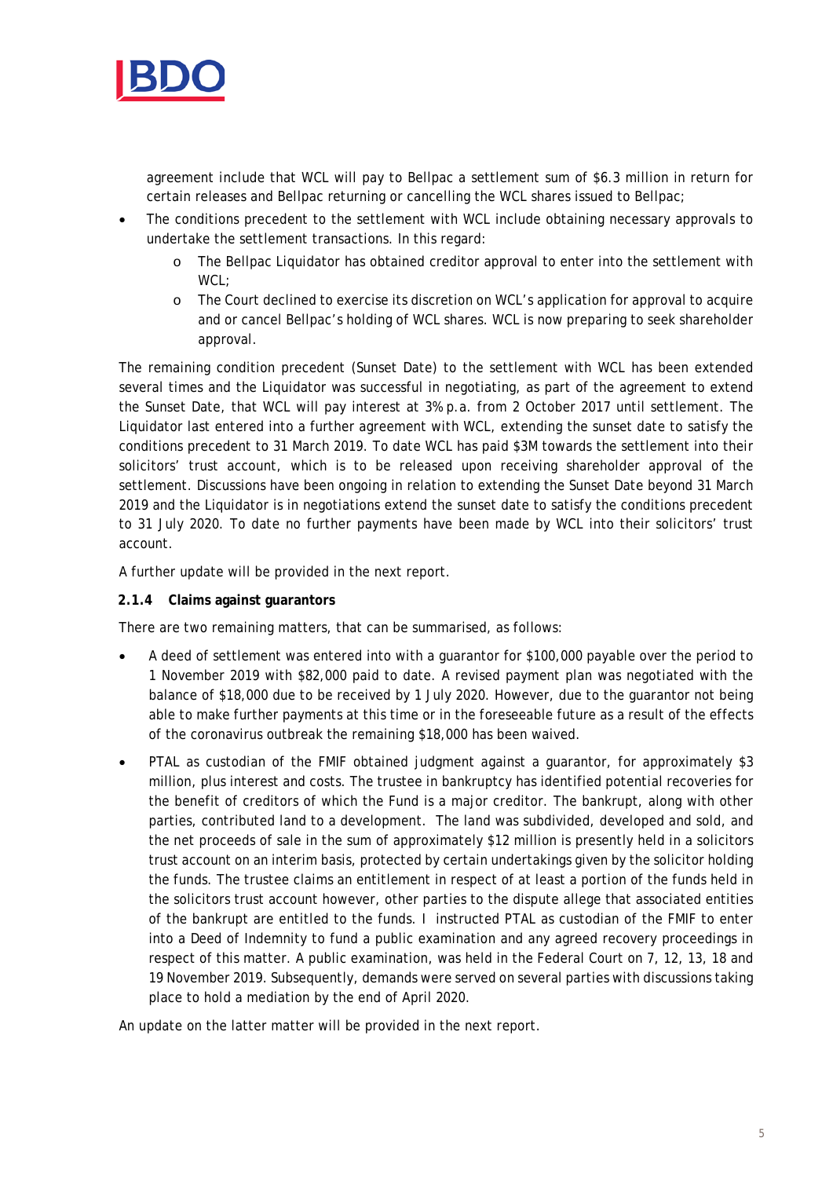agreement include that WCL will pay to Bellpac a settlement sum of $6.3 million in return for certain releases and Bellpac returning or cancelling the WCL shares issued to Bellpac;

- The conditions precedent to the settlement with WCL include obtaining necessary approvals to undertake the settlement transactions. In this regard:
  - The Bellpac Liquidator has obtained creditor approval to enter into the settlement with WCL;
  - The Court declined to exercise its discretion on WCL's application for approval to acquire and or cancel Bellpac's holding of WCL shares. WCL is now preparing to seek shareholder approval.

The remaining condition precedent (Sunset Date) to the settlement with WCL has been extended several times and the Liquidator was successful in negotiating, as part of the agreement to extend the Sunset Date, that WCL will pay interest at 3% p.a. from 2 October 2017 until settlement. The Liquidator last entered into a further agreement with WCL, extending the sunset date to satisfy the conditions precedent to 31 March 2019. To date WCL has paid $3M towards the settlement into their solicitors' trust account, which is to be released upon receiving shareholder approval of the settlement. Discussions have been ongoing in relation to extending the Sunset Date beyond 31 March 2019 and the Liquidator is in negotiations extend the sunset date to satisfy the conditions precedent to 31 July 2020. To date no further payments have been made by WCL into their solicitors' trust account.

A further update will be provided in the next report.

#### 2.1.4 Claims against guarantors

There are two remaining matters, that can be summarised, as follows:

- A deed of settlement was entered into with a guarantor for $100,000 payable over the period to 1 November 2019 with $82,000 paid to date. A revised payment plan was negotiated with the balance of $18,000 due to be received by 1 July 2020. However, due to the guarantor not being able to make further payments at this time or in the foreseeable future as a result of the effects of the coronavirus outbreak the remaining $18,000 has been waived.
- PTAL as custodian of the FMIF obtained judgment against a guarantor, for approximately $3 million, plus interest and costs. The trustee in bankruptcy has identified potential recoveries for the benefit of creditors of which the Fund is a major creditor. The bankrupt, along with other parties, contributed land to a development. The land was subdivided, developed and sold, and the net proceeds of sale in the sum of approximately $12 million is presently held in a solicitors trust account on an interim basis, protected by certain undertakings given by the solicitor holding the funds. The trustee claims an entitlement in respect of at least a portion of the funds held in the solicitors trust account however, other parties to the dispute allege that associated entities of the bankrupt are entitled to the funds. I instructed PTAL as custodian of the FMIF to enter into a Deed of Indemnity to fund a public examination and any agreed recovery proceedings in respect of this matter. A public examination, was held in the Federal Court on 7, 12, 13, 18 and 19 November 2019. Subsequently, demands were served on several parties with discussions taking place to hold a mediation by the end of April 2020.

An update on the latter matter will be provided in the next report.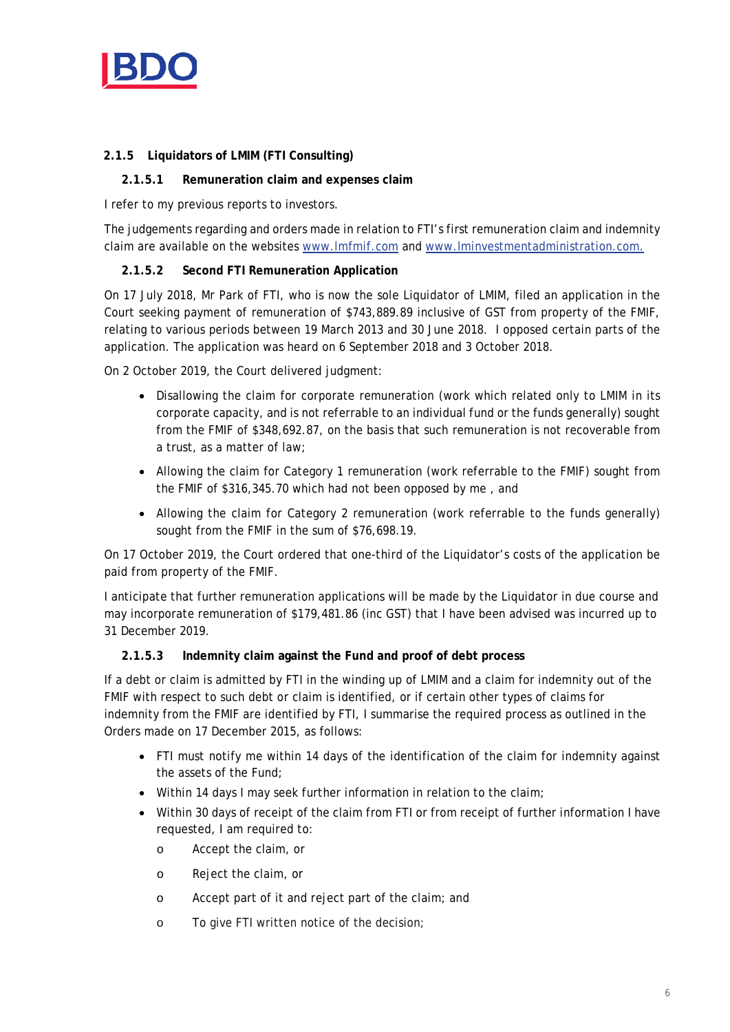### 2.1.5 Liquidators of LMIM (FTI Consulting)

#### 2.1.5.1 Remuneration claim and expenses claim

I refer to my previous reports to investors.

The judgements regarding and orders made in relation to FTI's first remuneration claim and indemnity claim are available on the websites [www.lmfmif.com](http://www.lmfmif.com) and [www.lminvestmentadministration.com.](http://www.lminvestmentadministration.com)

#### 2.1.5.2 Second FTI Remuneration Application

On 17 July 2018, Mr Park of FTI, who is now the sole Liquidator of LMIM, filed an application in the Court seeking payment of remuneration of $743,889.89 inclusive of GST from property of the FMIF, relating to various periods between 19 March 2013 and 30 June 2018. I opposed certain parts of the application. The application was heard on 6 September 2018 and 3 October 2018.

On 2 October 2019, the Court delivered judgment:

- Disallowing the claim for corporate remuneration (work which related only to LMIM in its corporate capacity, and is not referrable to an individual fund or the funds generally) sought from the FMIF of $348,692.87, on the basis that such remuneration is not recoverable from a trust, as a matter of law;
- Allowing the claim for Category 1 remuneration (work referrable to the FMIF) sought from the FMIF of $316,345.70 which had not been opposed by me , and
- Allowing the claim for Category 2 remuneration (work referrable to the funds generally) sought from the FMIF in the sum of $76,698.19.

On 17 October 2019, the Court ordered that one-third of the Liquidator's costs of the application be paid from property of the FMIF.

I anticipate that further remuneration applications will be made by the Liquidator in due course and may incorporate remuneration of $179,481.86 (inc GST) that I have been advised was incurred up to 31 December 2019.

#### 2.1.5.3 Indemnity claim against the Fund and proof of debt process

If a debt or claim is admitted by FTI in the winding up of LMIM and a claim for indemnity out of the FMIF with respect to such debt or claim is identified, or if certain other types of claims for indemnity from the FMIF are identified by FTI, I summarise the required process as outlined in the Orders made on 17 December 2015, as follows:

- FTI must notify me within 14 days of the identification of the claim for indemnity against the assets of the Fund;
- Within 14 days I may seek further information in relation to the claim;
- Within 30 days of receipt of the claim from FTI or from receipt of further information I have requested, I am required to:
  - Accept the claim, or
  - Reject the claim, or
  - Accept part of it and reject part of the claim; and
  - To give FTI written notice of the decision;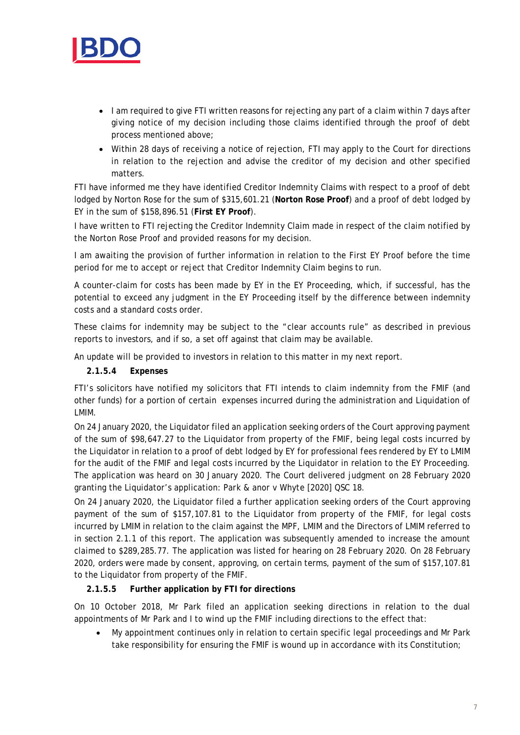- I am required to give FTI written reasons for rejecting any part of a claim within 7 days after giving notice of my decision including those claims identified through the proof of debt process mentioned above;
- Within 28 days of receiving a notice of rejection, FTI may apply to the Court for directions in relation to the rejection and advise the creditor of my decision and other specified matters.

FTI have informed me they have identified Creditor Indemnity Claims with respect to a proof of debt lodged by Norton Rose for the sum of $315,601.21 (**Norton Rose Proof**) and a proof of debt lodged by EY in the sum of $158,896.51 (**First EY Proof**).

I have written to FTI rejecting the Creditor Indemnity Claim made in respect of the claim notified by the Norton Rose Proof and provided reasons for my decision.

I am awaiting the provision of further information in relation to the First EY Proof before the time period for me to accept or reject that Creditor Indemnity Claim begins to run.

A counter-claim for costs has been made by EY in the EY Proceeding, which, if successful, has the potential to exceed any judgment in the EY Proceeding itself by the difference between indemnity costs and a standard costs order.

These claims for indemnity may be subject to the "clear accounts rule" as described in previous reports to investors, and if so, a set off against that claim may be available.

An update will be provided to investors in relation to this matter in my next report.

#### 2.1.5.4 Expenses

FTI's solicitors have notified my solicitors that FTI intends to claim indemnity from the FMIF (and other funds) for a portion of certain expenses incurred during the administration and Liquidation of LMIM.

On 24 January 2020, the Liquidator filed an application seeking orders of the Court approving payment of the sum of $98,647.27 to the Liquidator from property of the FMIF, being legal costs incurred by the Liquidator in relation to a proof of debt lodged by EY for professional fees rendered by EY to LMIM for the audit of the FMIF and legal costs incurred by the Liquidator in relation to the EY Proceeding. The application was heard on 30 January 2020. The Court delivered judgment on 28 February 2020 granting the Liquidator's application: Park & anor v Whyte [2020] QSC 18.

On 24 January 2020, the Liquidator filed a further application seeking orders of the Court approving payment of the sum of $157,107.81 to the Liquidator from property of the FMIF, for legal costs incurred by LMIM in relation to the claim against the MPF, LMIM and the Directors of LMIM referred to in section 2.1.1 of this report. The application was subsequently amended to increase the amount claimed to $289,285.77. The application was listed for hearing on 28 February 2020. On 28 February 2020, orders were made by consent, approving, on certain terms, payment of the sum of $157,107.81 to the Liquidator from property of the FMIF.

#### 2.1.5.5 Further application by FTI for directions

On 10 October 2018, Mr Park filed an application seeking directions in relation to the dual appointments of Mr Park and I to wind up the FMIF including directions to the effect that:

- My appointment continues only in relation to certain specific legal proceedings and Mr Park take responsibility for ensuring the FMIF is wound up in accordance with its Constitution;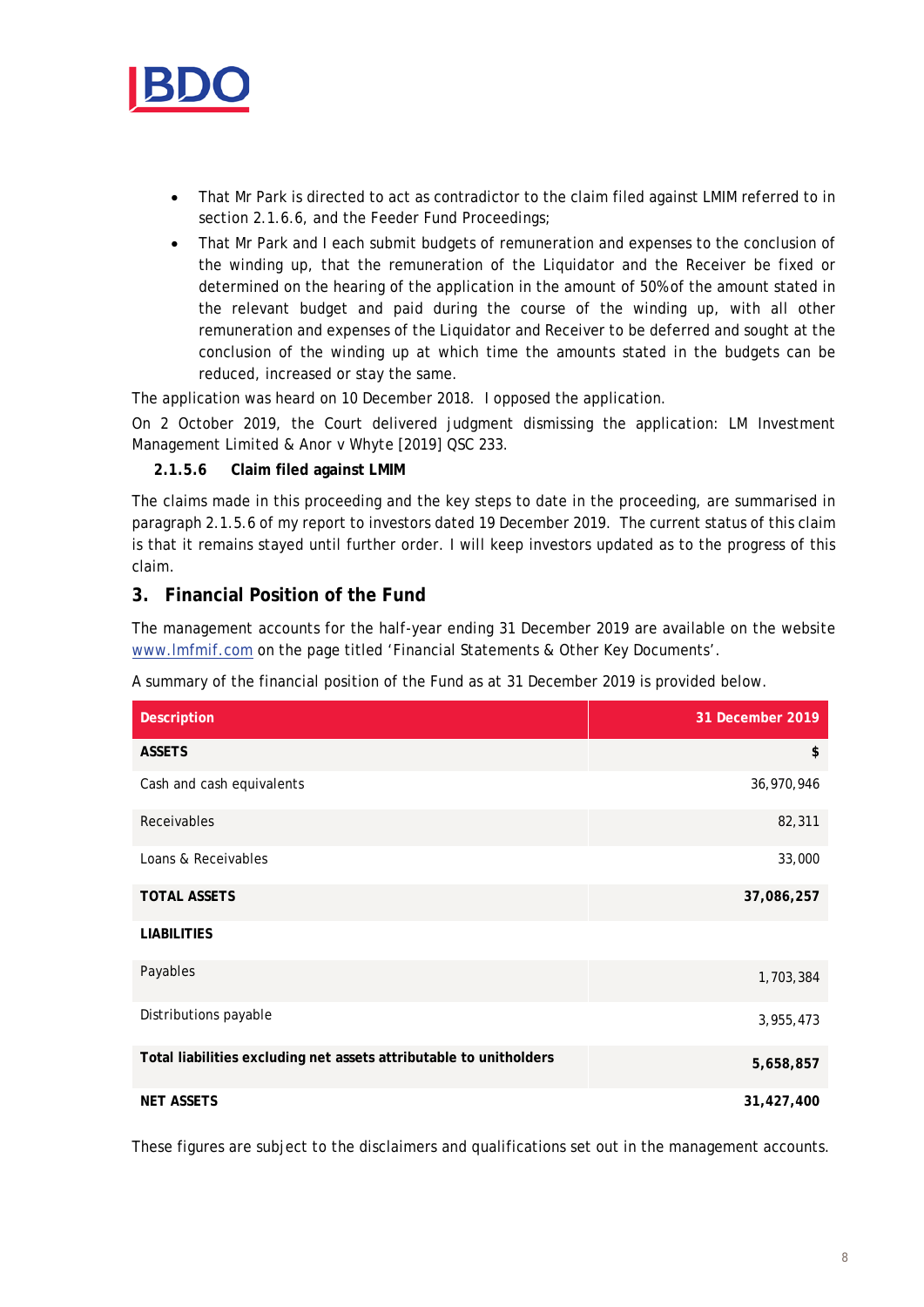- That Mr Park is directed to act as contradictor to the claim filed against LMIM referred to in section 2.1.6.6, and the Feeder Fund Proceedings;
- That Mr Park and I each submit budgets of remuneration and expenses to the conclusion of the winding up, that the remuneration of the Liquidator and the Receiver be fixed or determined on the hearing of the application in the amount of 50% of the amount stated in the relevant budget and paid during the course of the winding up, with all other remuneration and expenses of the Liquidator and Receiver to be deferred and sought at the conclusion of the winding up at which time the amounts stated in the budgets can be reduced, increased or stay the same.

The application was heard on 10 December 2018. I opposed the application.

On 2 October 2019, the Court delivered judgment dismissing the application: LM Investment Management Limited & Anor v Whyte [2019] QSC 233.

#### 2.1.5.6 Claim filed against LMIM

The claims made in this proceeding and the key steps to date in the proceeding, are summarised in paragraph 2.1.5.6 of my report to investors dated 19 December 2019. The current status of this claim is that it remains stayed until further order. I will keep investors updated as to the progress of this claim.

## 3. Financial Position of the Fund

The management accounts for the half-year ending 31 December 2019 are available on the website www.lmfmif.com on the page titled 'Financial Statements & Other Key Documents'.

A summary of the financial position of the Fund as at 31 December 2019 is provided below.

| Description | 31 December 2019 |
|---|---:|
| **ASSETS** | **$** |
| Cash and cash equivalents | 36,970,946 |
| Receivables | 82,311 |
| Loans & Receivables | 33,000 |
| **TOTAL ASSETS** | **37,086,257** |
| **LIABILITIES** | |
| Payables | 1,703,384 |
| Distributions payable | 3,955,473 |
| **Total liabilities excluding net assets attributable to unitholders** | **5,658,857** |
| **NET ASSETS** | **31,427,400** |

These figures are subject to the disclaimers and qualifications set out in the management accounts.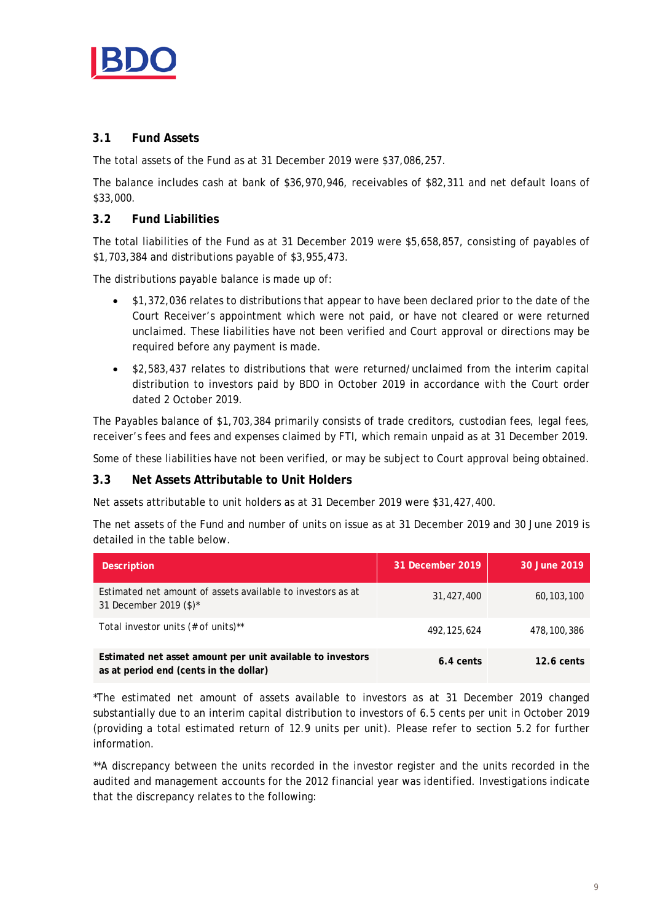### 3.1 Fund Assets

The total assets of the Fund as at 31 December 2019 were $37,086,257.

The balance includes cash at bank of $36,970,946, receivables of $82,311 and net default loans of $33,000.

### 3.2 Fund Liabilities

The total liabilities of the Fund as at 31 December 2019 were $5,658,857, consisting of payables of $1,703,384 and distributions payable of $3,955,473.

The distributions payable balance is made up of:

- $1,372,036 relates to distributions that appear to have been declared prior to the date of the Court Receiver's appointment which were not paid, or have not cleared or were returned unclaimed. These liabilities have not been verified and Court approval or directions may be required before any payment is made.
- $2,583,437 relates to distributions that were returned/unclaimed from the interim capital distribution to investors paid by BDO in October 2019 in accordance with the Court order dated 2 October 2019.

The Payables balance of $1,703,384 primarily consists of trade creditors, custodian fees, legal fees, receiver's fees and fees and expenses claimed by FTI, which remain unpaid as at 31 December 2019.

Some of these liabilities have not been verified, or may be subject to Court approval being obtained.

### 3.3 Net Assets Attributable to Unit Holders

Net assets attributable to unit holders as at 31 December 2019 were $31,427,400.

The net assets of the Fund and number of units on issue as at 31 December 2019 and 30 June 2019 is detailed in the table below.

| Description | 31 December 2019 | 30 June 2019 |
|---|---|---|
| Estimated net amount of assets available to investors as at 31 December 2019 ($)* | 31,427,400 | 60,103,100 |
| Total investor units (# of units)** | 492,125,624 | 478,100,386 |
| **Estimated net asset amount per unit available to investors as at period end (cents in the dollar)** | **6.4 cents** | **12.6 cents** |

*The estimated net amount of assets available to investors as at 31 December 2019 changed substantially due to an interim capital distribution to investors of 6.5 cents per unit in October 2019 (providing a total estimated return of 12.9 units per unit). Please refer to section 5.2 for further information.

**A discrepancy between the units recorded in the investor register and the units recorded in the audited and management accounts for the 2012 financial year was identified. Investigations indicate that the discrepancy relates to the following: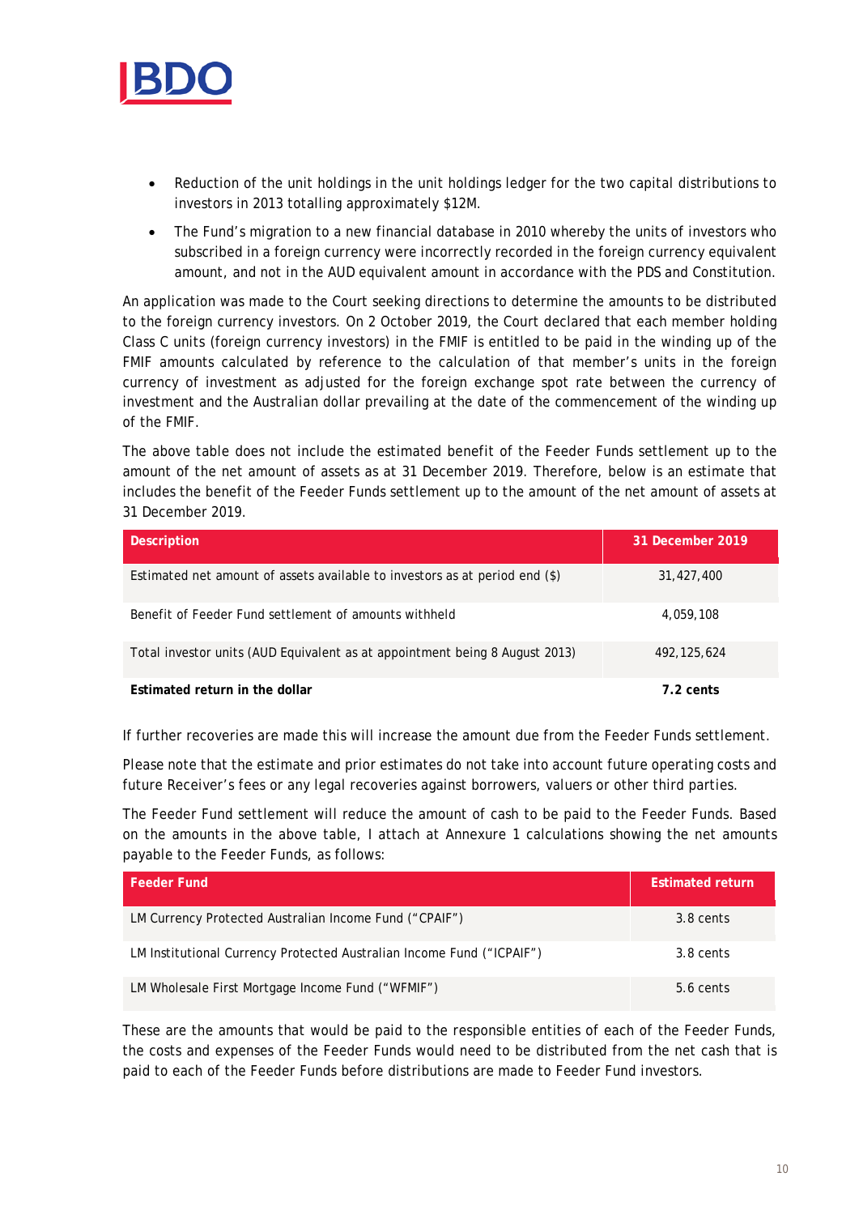- Reduction of the unit holdings in the unit holdings ledger for the two capital distributions to investors in 2013 totalling approximately $12M.
- The Fund's migration to a new financial database in 2010 whereby the units of investors who subscribed in a foreign currency were incorrectly recorded in the foreign currency equivalent amount, and not in the AUD equivalent amount in accordance with the PDS and Constitution.

An application was made to the Court seeking directions to determine the amounts to be distributed to the foreign currency investors. On 2 October 2019, the Court declared that each member holding Class C units (foreign currency investors) in the FMIF is entitled to be paid in the winding up of the FMIF amounts calculated by reference to the calculation of that member's units in the foreign currency of investment as adjusted for the foreign exchange spot rate between the currency of investment and the Australian dollar prevailing at the date of the commencement of the winding up of the FMIF.

The above table does not include the estimated benefit of the Feeder Funds settlement up to the amount of the net amount of assets as at 31 December 2019. Therefore, below is an estimate that includes the benefit of the Feeder Funds settlement up to the amount of the net amount of assets at 31 December 2019.

| Description | 31 December 2019 |
|---|---|
| Estimated net amount of assets available to investors as at period end ($) | 31,427,400 |
| Benefit of Feeder Fund settlement of amounts withheld | 4,059,108 |
| Total investor units (AUD Equivalent as at appointment being 8 August 2013) | 492,125,624 |
| **Estimated return in the dollar** | **7.2 cents** |

If further recoveries are made this will increase the amount due from the Feeder Funds settlement.

Please note that the estimate and prior estimates do not take into account future operating costs and future Receiver's fees or any legal recoveries against borrowers, valuers or other third parties.

The Feeder Fund settlement will reduce the amount of cash to be paid to the Feeder Funds. Based on the amounts in the above table, I attach at Annexure 1 calculations showing the net amounts payable to the Feeder Funds, as follows:

| Feeder Fund | Estimated return |
|---|---|
| LM Currency Protected Australian Income Fund ("CPAIF") | 3.8 cents |
| LM Institutional Currency Protected Australian Income Fund ("ICPAIF") | 3.8 cents |
| LM Wholesale First Mortgage Income Fund ("WFMIF") | 5.6 cents |

These are the amounts that would be paid to the responsible entities of each of the Feeder Funds, the costs and expenses of the Feeder Funds would need to be distributed from the net cash that is paid to each of the Feeder Funds before distributions are made to Feeder Fund investors.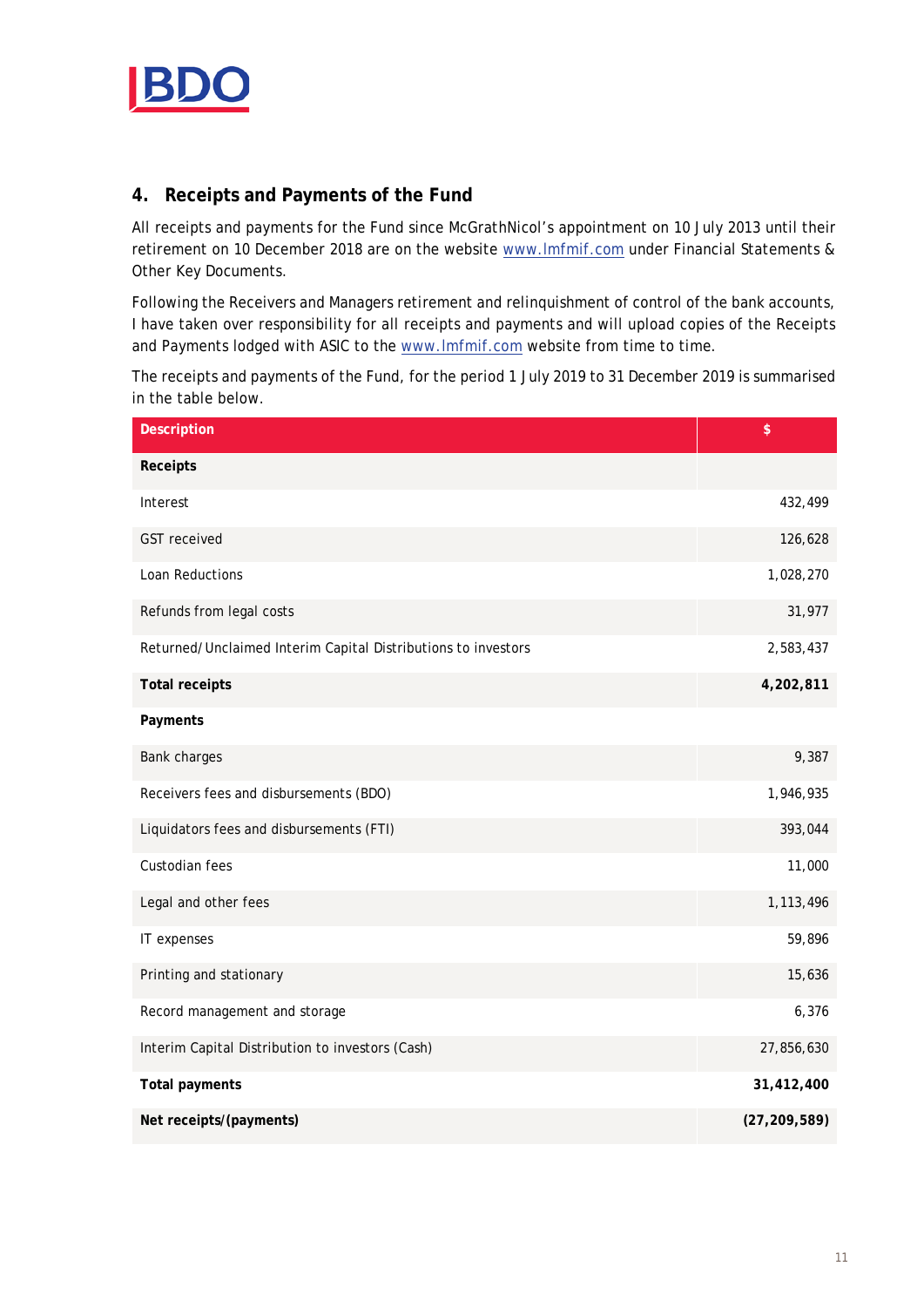## 4. Receipts and Payments of the Fund

All receipts and payments for the Fund since McGrathNicol's appointment on 10 July 2013 until their retirement on 10 December 2018 are on the website www.lmfmif.com under Financial Statements & Other Key Documents.

Following the Receivers and Managers retirement and relinquishment of control of the bank accounts, I have taken over responsibility for all receipts and payments and will upload copies of the Receipts and Payments lodged with ASIC to the www.lmfmif.com website from time to time.

The receipts and payments of the Fund, for the period 1 July 2019 to 31 December 2019 is summarised in the table below.

| Description | $ |
|---|---|
| **Receipts** | |
| Interest | 432,499 |
| GST received | 126,628 |
| Loan Reductions | 1,028,270 |
| Refunds from legal costs | 31,977 |
| Returned/Unclaimed Interim Capital Distributions to investors | 2,583,437 |
| **Total receipts** | **4,202,811** |
| **Payments** | |
| Bank charges | 9,387 |
| Receivers fees and disbursements (BDO) | 1,946,935 |
| Liquidators fees and disbursements (FTI) | 393,044 |
| Custodian fees | 11,000 |
| Legal and other fees | 1,113,496 |
| IT expenses | 59,896 |
| Printing and stationary | 15,636 |
| Record management and storage | 6,376 |
| Interim Capital Distribution to investors (Cash) | 27,856,630 |
| **Total payments** | **31,412,400** |
| **Net receipts/(payments)** | **(27,209,589)** |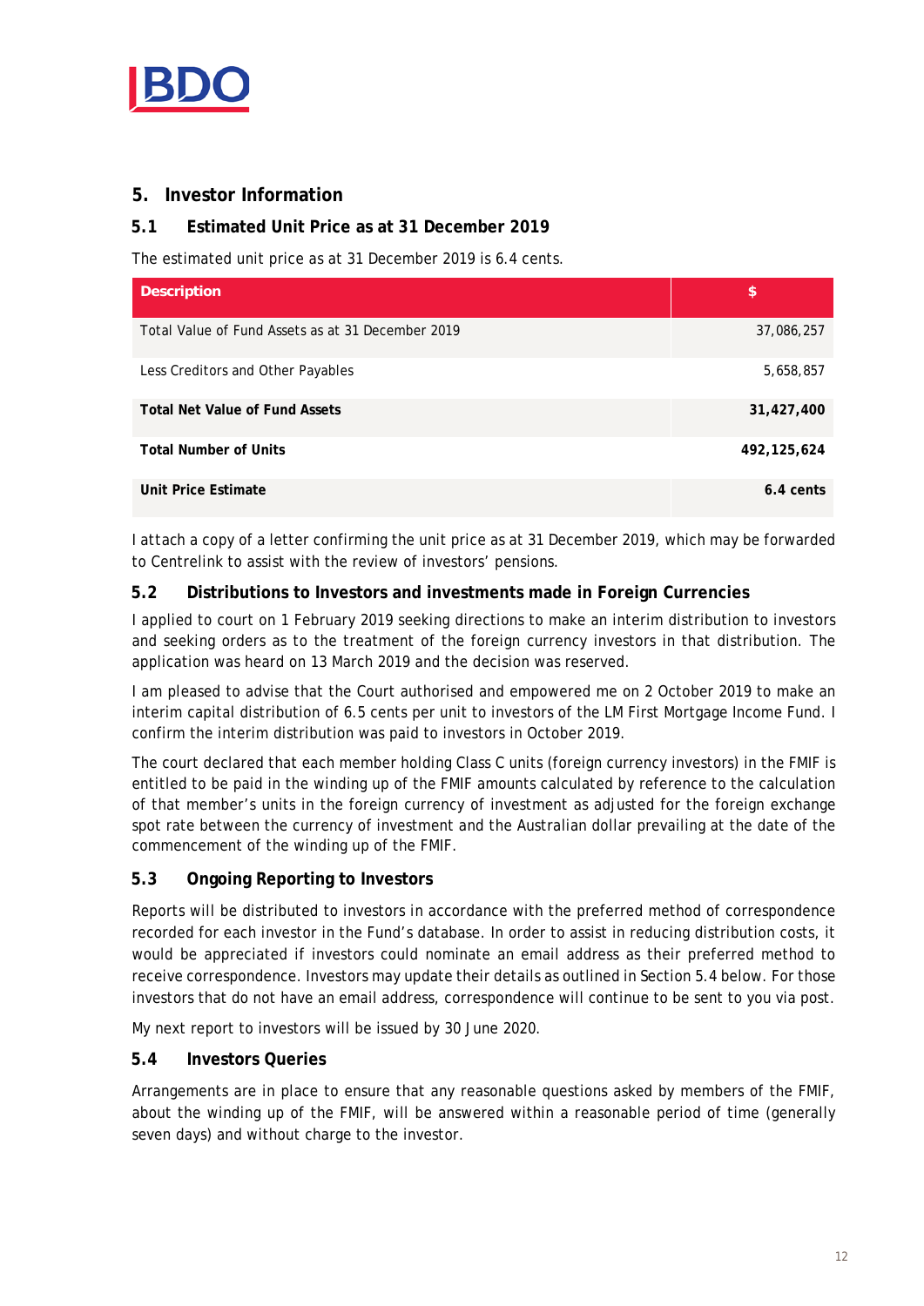## 5. Investor Information

### 5.1 Estimated Unit Price as at 31 December 2019

The estimated unit price as at 31 December 2019 is 6.4 cents.

| Description | $ |
|---|---|
| Total Value of Fund Assets as at 31 December 2019 | 37,086,257 |
| Less Creditors and Other Payables | 5,658,857 |
| **Total Net Value of Fund Assets** | **31,427,400** |
| **Total Number of Units** | **492,125,624** |
| **Unit Price Estimate** | **6.4 cents** |

I attach a copy of a letter confirming the unit price as at 31 December 2019, which may be forwarded to Centrelink to assist with the review of investors' pensions.

### 5.2 Distributions to Investors and investments made in Foreign Currencies

I applied to court on 1 February 2019 seeking directions to make an interim distribution to investors and seeking orders as to the treatment of the foreign currency investors in that distribution. The application was heard on 13 March 2019 and the decision was reserved.

I am pleased to advise that the Court authorised and empowered me on 2 October 2019 to make an interim capital distribution of 6.5 cents per unit to investors of the LM First Mortgage Income Fund. I confirm the interim distribution was paid to investors in October 2019.

The court declared that each member holding Class C units (foreign currency investors) in the FMIF is entitled to be paid in the winding up of the FMIF amounts calculated by reference to the calculation of that member's units in the foreign currency of investment as adjusted for the foreign exchange spot rate between the currency of investment and the Australian dollar prevailing at the date of the commencement of the winding up of the FMIF.

### 5.3 Ongoing Reporting to Investors

Reports will be distributed to investors in accordance with the preferred method of correspondence recorded for each investor in the Fund's database. In order to assist in reducing distribution costs, it would be appreciated if investors could nominate an email address as their preferred method to receive correspondence. Investors may update their details as outlined in Section 5.4 below. For those investors that do not have an email address, correspondence will continue to be sent to you via post.

My next report to investors will be issued by 30 June 2020.

### 5.4 Investors Queries

Arrangements are in place to ensure that any reasonable questions asked by members of the FMIF, about the winding up of the FMIF, will be answered within a reasonable period of time (generally seven days) and without charge to the investor.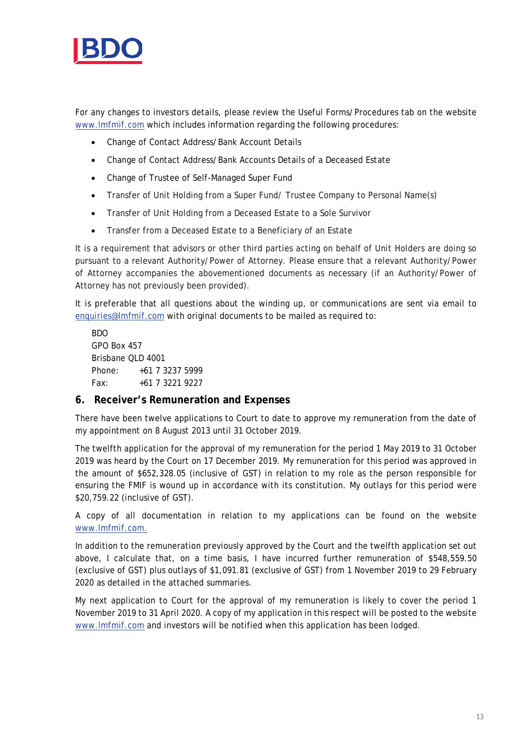For any changes to investors details, please review the Useful Forms/Procedures tab on the website www.lmfmif.com which includes information regarding the following procedures:

- Change of Contact Address/Bank Account Details
- Change of Contact Address/Bank Accounts Details of a Deceased Estate
- Change of Trustee of Self-Managed Super Fund
- Transfer of Unit Holding from a Super Fund/ Trustee Company to Personal Name(s)
- Transfer of Unit Holding from a Deceased Estate to a Sole Survivor
- Transfer from a Deceased Estate to a Beneficiary of an Estate

It is a requirement that advisors or other third parties acting on behalf of Unit Holders are doing so pursuant to a relevant Authority/Power of Attorney. Please ensure that a relevant Authority/Power of Attorney accompanies the abovementioned documents as necessary (if an Authority/Power of Attorney has not previously been provided).

It is preferable that all questions about the winding up, or communications are sent via email to enquiries@lmfmif.com with original documents to be mailed as required to:

BDO
GPO Box 457
Brisbane QLD 4001
Phone: +61 7 3237 5999
Fax: +61 7 3221 9227

## 6. Receiver's Remuneration and Expenses

There have been twelve applications to Court to date to approve my remuneration from the date of my appointment on 8 August 2013 until 31 October 2019.

The twelfth application for the approval of my remuneration for the period 1 May 2019 to 31 October 2019 was heard by the Court on 17 December 2019. My remuneration for this period was approved in the amount of $652,328.05 (inclusive of GST) in relation to my role as the person responsible for ensuring the FMIF is wound up in accordance with its constitution. My outlays for this period were $20,759.22 (inclusive of GST).

A copy of all documentation in relation to my applications can be found on the website www.lmfmif.com.

In addition to the remuneration previously approved by the Court and the twelfth application set out above, I calculate that, on a time basis, I have incurred further remuneration of $548,559.50 (exclusive of GST) plus outlays of $1,091.81 (exclusive of GST) from 1 November 2019 to 29 February 2020 as detailed in the attached summaries.

My next application to Court for the approval of my remuneration is likely to cover the period 1 November 2019 to 31 April 2020. A copy of my application in this respect will be posted to the website www.lmfmif.com and investors will be notified when this application has been lodged.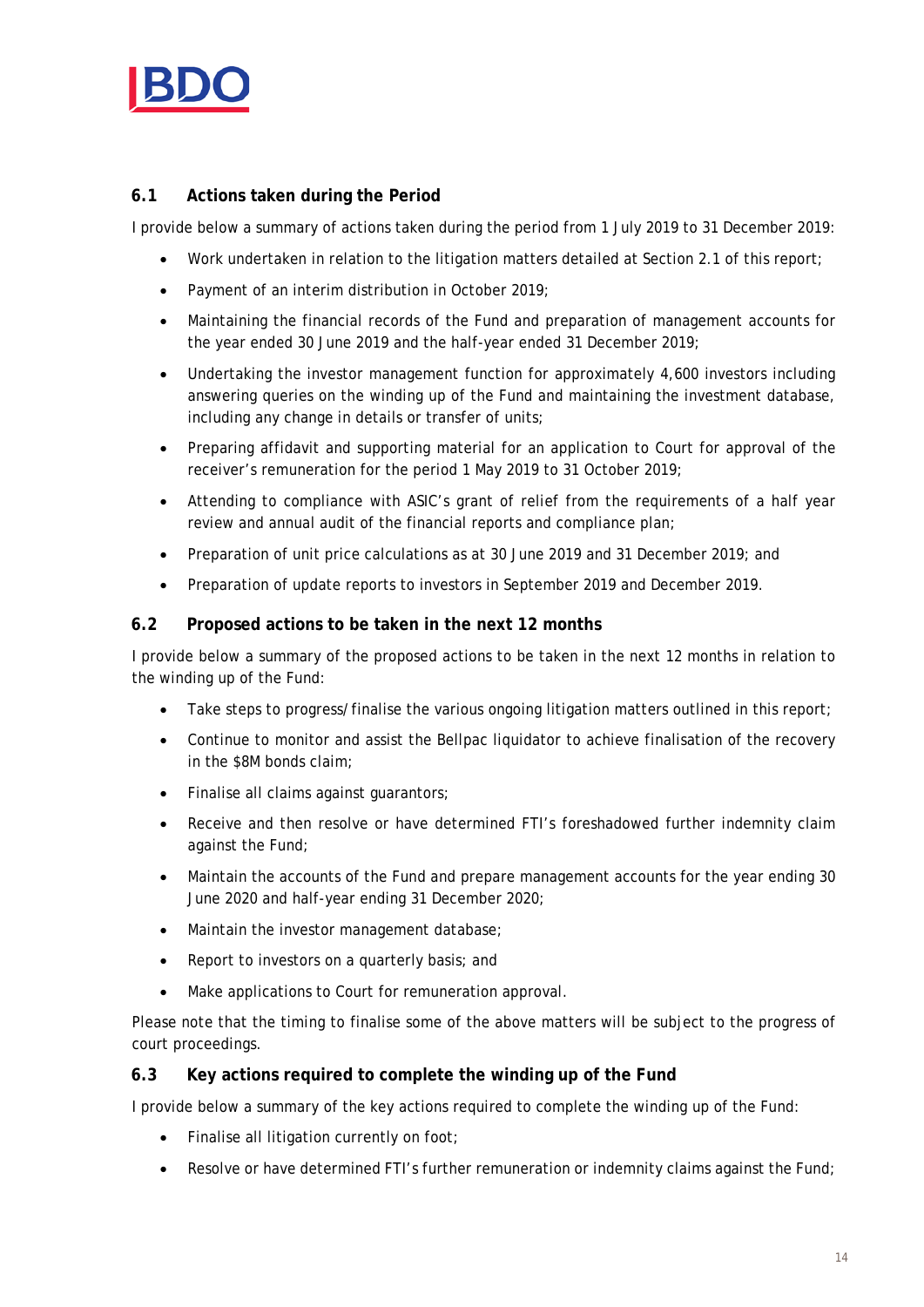## 6.1 Actions taken during the Period

I provide below a summary of actions taken during the period from 1 July 2019 to 31 December 2019:

- Work undertaken in relation to the litigation matters detailed at Section 2.1 of this report;
- Payment of an interim distribution in October 2019;
- Maintaining the financial records of the Fund and preparation of management accounts for the year ended 30 June 2019 and the half-year ended 31 December 2019;
- Undertaking the investor management function for approximately 4,600 investors including answering queries on the winding up of the Fund and maintaining the investment database, including any change in details or transfer of units;
- Preparing affidavit and supporting material for an application to Court for approval of the receiver's remuneration for the period 1 May 2019 to 31 October 2019;
- Attending to compliance with ASIC's grant of relief from the requirements of a half year review and annual audit of the financial reports and compliance plan;
- Preparation of unit price calculations as at 30 June 2019 and 31 December 2019; and
- Preparation of update reports to investors in September 2019 and December 2019.

## 6.2 Proposed actions to be taken in the next 12 months

I provide below a summary of the proposed actions to be taken in the next 12 months in relation to the winding up of the Fund:

- Take steps to progress/finalise the various ongoing litigation matters outlined in this report;
- Continue to monitor and assist the Bellpac liquidator to achieve finalisation of the recovery in the $8M bonds claim;
- Finalise all claims against guarantors;
- Receive and then resolve or have determined FTI's foreshadowed further indemnity claim against the Fund;
- Maintain the accounts of the Fund and prepare management accounts for the year ending 30 June 2020 and half-year ending 31 December 2020;
- Maintain the investor management database;
- Report to investors on a quarterly basis; and
- Make applications to Court for remuneration approval.

Please note that the timing to finalise some of the above matters will be subject to the progress of court proceedings.

## 6.3 Key actions required to complete the winding up of the Fund

I provide below a summary of the key actions required to complete the winding up of the Fund:

- Finalise all litigation currently on foot;
- Resolve or have determined FTI's further remuneration or indemnity claims against the Fund;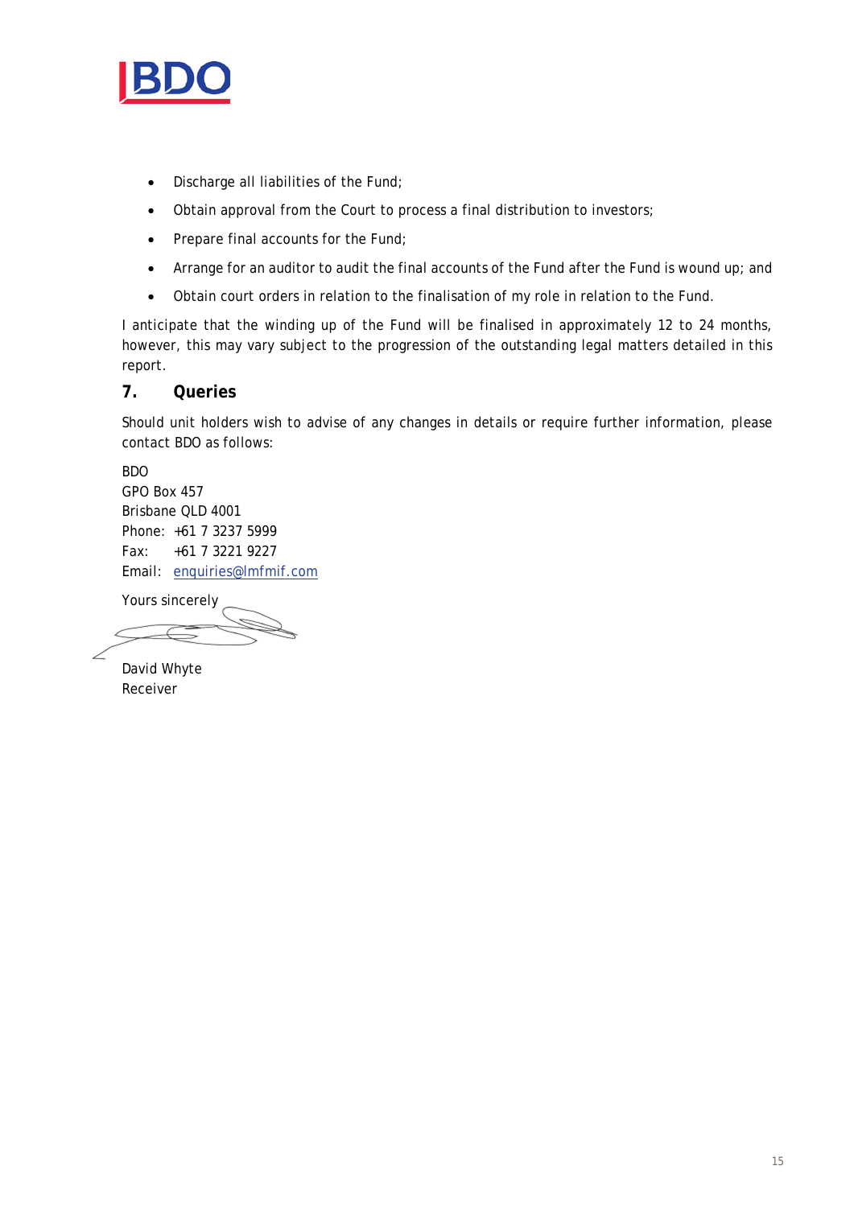- Discharge all liabilities of the Fund;
- Obtain approval from the Court to process a final distribution to investors;
- Prepare final accounts for the Fund;
- Arrange for an auditor to audit the final accounts of the Fund after the Fund is wound up; and
- Obtain court orders in relation to the finalisation of my role in relation to the Fund.

I anticipate that the winding up of the Fund will be finalised in approximately 12 to 24 months, however, this may vary subject to the progression of the outstanding legal matters detailed in this report.

## 7. Queries

Should unit holders wish to advise of any changes in details or require further information, please contact BDO as follows:

BDO
GPO Box 457
Brisbane QLD 4001
Phone: +61 7 3237 5999
Fax: +61 7 3221 9227
Email: enquiries@lmfmif.com

Yours sincerely

David Whyte
Receiver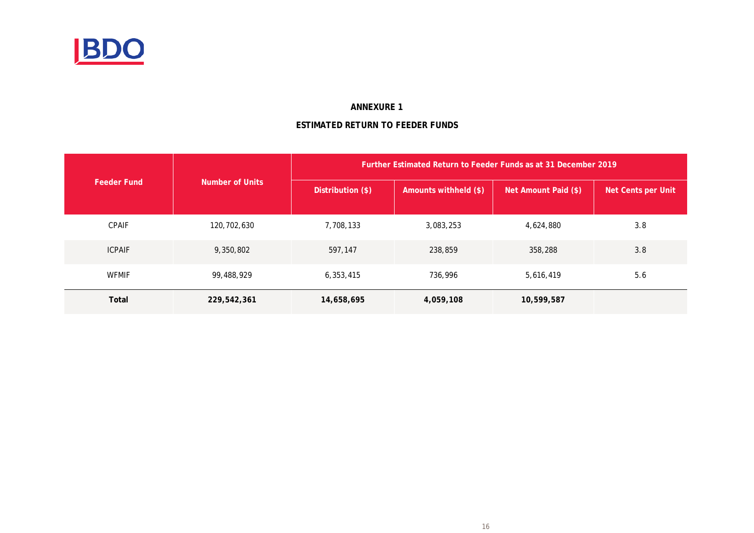# ANNEXURE 1

## ESTIMATED RETURN TO FEEDER FUNDS

| Feeder Fund | Number of Units | Further Estimated Return to Feeder Funds as at 31 December 2019 | | | |
|---|---|---|---|---|---|
| | | Distribution ($) | Amounts withheld ($) | Net Amount Paid ($) | Net Cents per Unit |
| CPAIF | 120,702,630 | 7,708,133 | 3,083,253 | 4,624,880 | 3.8 |
| ICPAIF | 9,350,802 | 597,147 | 238,859 | 358,288 | 3.8 |
| WFMIF | 99,488,929 | 6,353,415 | 736,996 | 5,616,419 | 5.6 |
| **Total** | **229,542,361** | **14,658,695** | **4,059,108** | **10,599,587** | |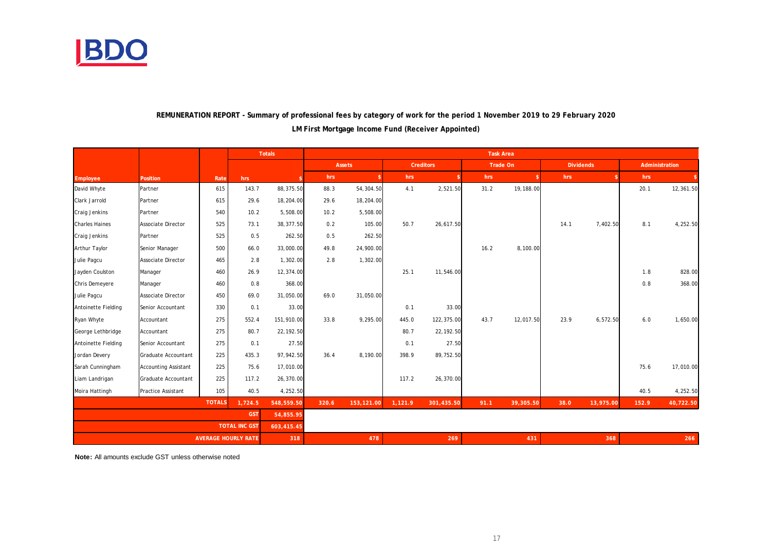**REMUNERATION REPORT - Summary of professional fees by category of work for the period 1 November 2019 to 29 February 2020**

**LM First Mortgage Income Fund (Receiver Appointed)**

| | | | Totals | | Task Area | | | | | | | | | |
|---|---|---|---|---|---|---|---|---|---|---|---|---|---|---|
| | | | | | Assets | | Creditors | | Trade On | | Dividends | | Administration | |
| Employee | Position | Rate | hrs | $ | hrs | $ | hrs | $ | hrs | $ | hrs | $ | hrs | $ |
| David Whyte | Partner | 615 | 143.7 | 88,375.50 | 88.3 | 54,304.50 | 4.1 | 2,521.50 | 31.2 | 19,188.00 | | | 20.1 | 12,361.50 |
| Clark Jarrold | Partner | 615 | 29.6 | 18,204.00 | 29.6 | 18,204.00 | | | | | | | | |
| Craig Jenkins | Partner | 540 | 10.2 | 5,508.00 | 10.2 | 5,508.00 | | | | | | | | |
| Charles Haines | Associate Director | 525 | 73.1 | 38,377.50 | 0.2 | 105.00 | 50.7 | 26,617.50 | | | 14.1 | 7,402.50 | 8.1 | 4,252.50 |
| Craig Jenkins | Partner | 525 | 0.5 | 262.50 | 0.5 | 262.50 | | | | | | | | |
| Arthur Taylor | Senior Manager | 500 | 66.0 | 33,000.00 | 49.8 | 24,900.00 | | | 16.2 | 8,100.00 | | | | |
| Julie Pagcu | Associate Director | 465 | 2.8 | 1,302.00 | 2.8 | 1,302.00 | | | | | | | | |
| Jayden Coulston | Manager | 460 | 26.9 | 12,374.00 | | | 25.1 | 11,546.00 | | | | | 1.8 | 828.00 |
| Chris Demeyere | Manager | 460 | 0.8 | 368.00 | | | | | | | | | 0.8 | 368.00 |
| Julie Pagcu | Associate Director | 450 | 69.0 | 31,050.00 | 69.0 | 31,050.00 | | | | | | | | |
| Antoinette Fielding | Senior Accountant | 330 | 0.1 | 33.00 | | | 0.1 | 33.00 | | | | | | |
| Ryan Whyte | Accountant | 275 | 552.4 | 151,910.00 | 33.8 | 9,295.00 | 445.0 | 122,375.00 | 43.7 | 12,017.50 | 23.9 | 6,572.50 | 6.0 | 1,650.00 |
| George Lethbridge | Accountant | 275 | 80.7 | 22,192.50 | | | 80.7 | 22,192.50 | | | | | | |
| Antoinette Fielding | Senior Accountant | 275 | 0.1 | 27.50 | | | 0.1 | 27.50 | | | | | | |
| Jordan Devery | Graduate Accountant | 225 | 435.3 | 97,942.50 | 36.4 | 8,190.00 | 398.9 | 89,752.50 | | | | | | |
| Sarah Cunningham | Accounting Assistant | 225 | 75.6 | 17,010.00 | | | | | | | | | 75.6 | 17,010.00 |
| Liam Landrigan | Graduate Accountant | 225 | 117.2 | 26,370.00 | | | 117.2 | 26,370.00 | | | | | | |
| Moira Hattingh | Practice Assistant | 105 | 40.5 | 4,252.50 | | | | | | | | | 40.5 | 4,252.50 |
| | | TOTALS | 1,724.5 | 548,559.50 | 320.6 | 153,121.00 | 1,121.9 | 301,435.50 | 91.1 | 39,305.50 | 38.0 | 13,975.00 | 152.9 | 40,722.50 |
| | | | GST | 54,855.95 | | | | | | | | | | |
| | | | TOTAL INC GST | 603,415.45 | | | | | | | | | | |
| | | AVERAGE HOURLY RATE | | 318 | | 478 | | 269 | | 431 | | 368 | | 266 |

**Note:** All amounts exclude GST unless otherwise noted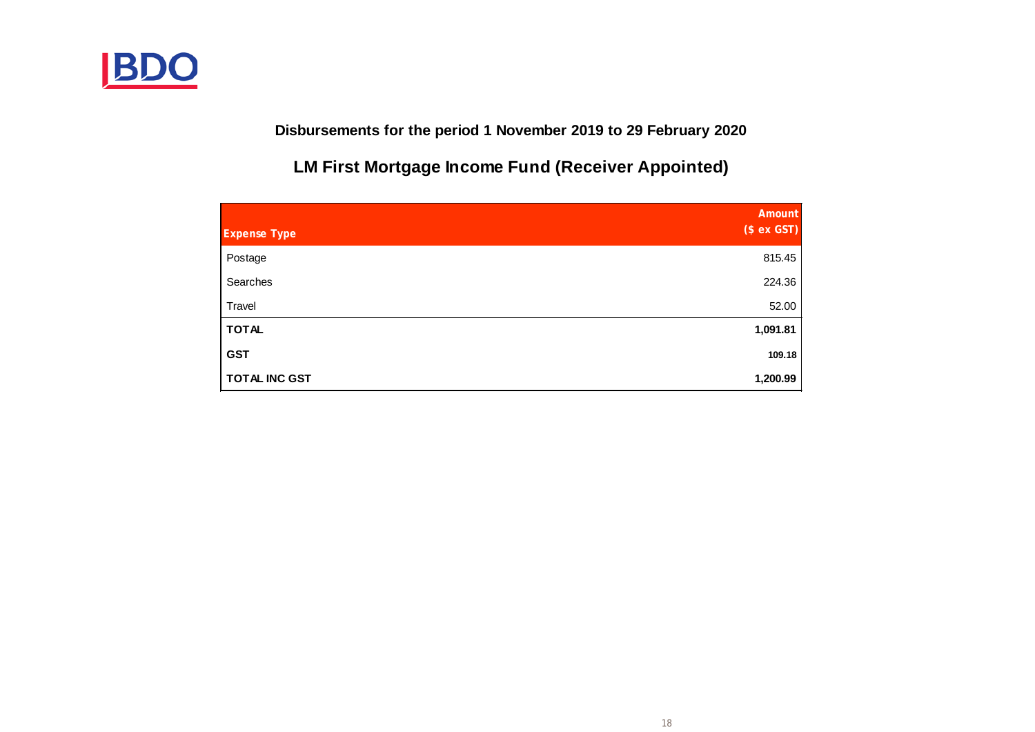## Disbursements for the period 1 November 2019 to 29 February 2020

## LM First Mortgage Income Fund (Receiver Appointed)

| Expense Type | Amount ($ ex GST) |
|---|---:|
| Postage | 815.45 |
| Searches | 224.36 |
| Travel | 52.00 |
| **TOTAL** | **1,091.81** |
| **GST** | **109.18** |
| **TOTAL INC GST** | **1,200.99** |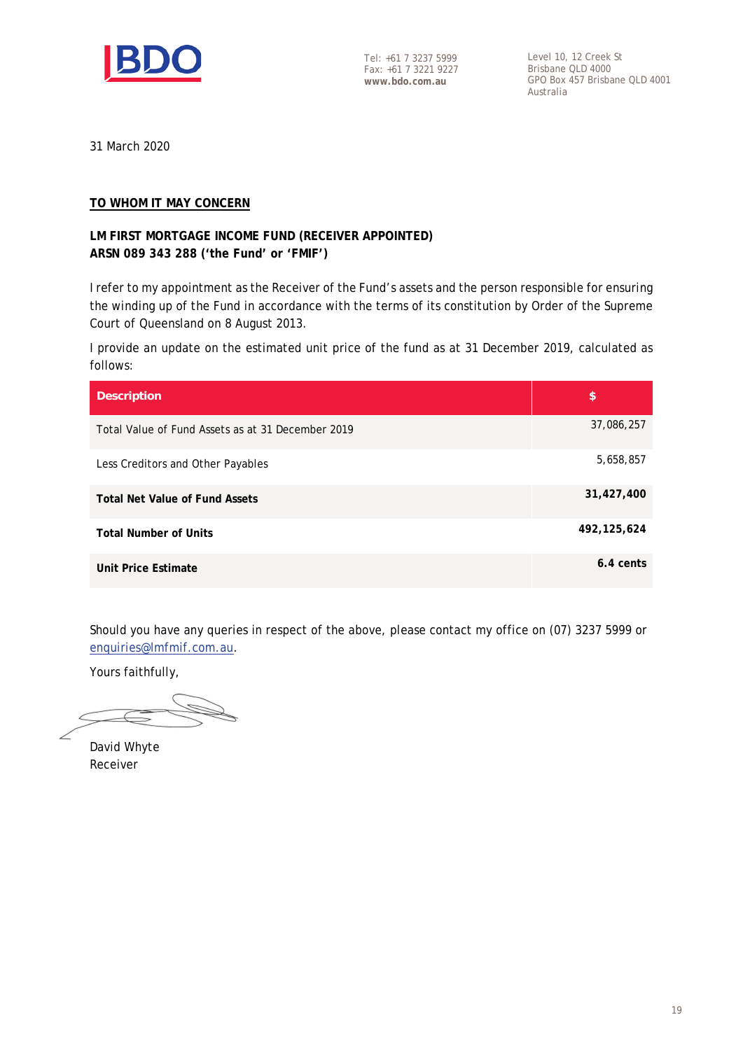Tel: +61 7 3237 5999
Fax: +61 7 3221 9227
**www.bdo.com.au**

Level 10, 12 Creek St
Brisbane QLD 4000
GPO Box 457 Brisbane QLD 4001
Australia

31 March 2020

**TO WHOM IT MAY CONCERN**

**LM FIRST MORTGAGE INCOME FUND (RECEIVER APPOINTED)**
**ARSN 089 343 288 ('the Fund' or 'FMIF')**

I refer to my appointment as the Receiver of the Fund's assets and the person responsible for ensuring the winding up of the Fund in accordance with the terms of its constitution by Order of the Supreme Court of Queensland on 8 August 2013.

I provide an update on the estimated unit price of the fund as at 31 December 2019, calculated as follows:

| Description | $ |
|---|---|
| Total Value of Fund Assets as at 31 December 2019 | 37,086,257 |
| Less Creditors and Other Payables | 5,658,857 |
| **Total Net Value of Fund Assets** | **31,427,400** |
| **Total Number of Units** | **492,125,624** |
| **Unit Price Estimate** | **6.4 cents** |

Should you have any queries in respect of the above, please contact my office on (07) 3237 5999 or enquiries@lmfmif.com.au.

Yours faithfully,

David Whyte
Receiver